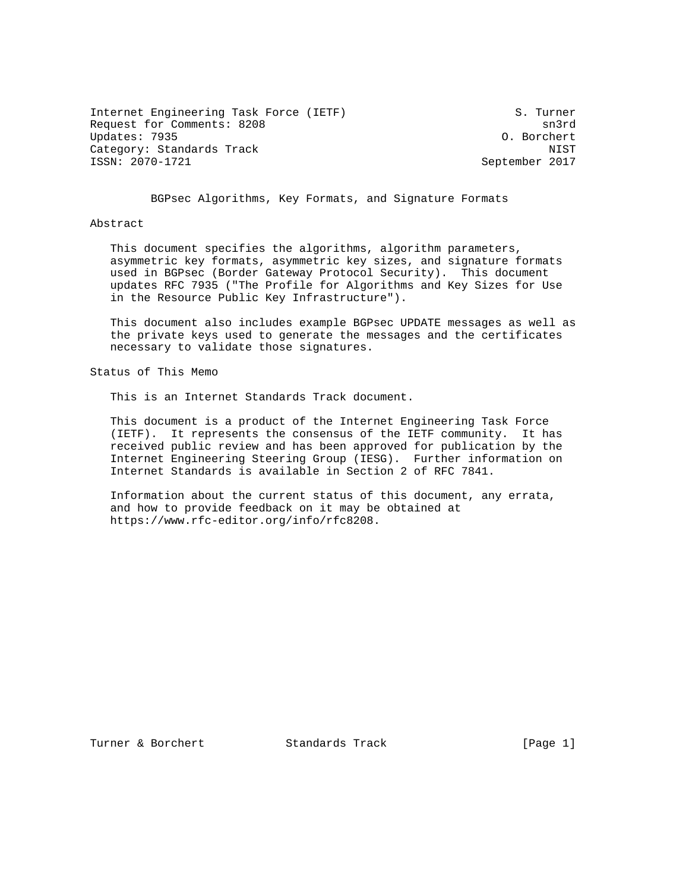Internet Engineering Task Force (IETF) S. Turner
Request for Comments: 8208 sn3rd
Updates: 7935 O. Borchert
Category: Standards Track NIST
ISSN: 2070-1721 September 2017

# BGPsec Algorithms, Key Formats, and Signature Formats

## Abstract

This document specifies the algorithms, algorithm parameters, asymmetric key formats, asymmetric key sizes, and signature formats used in BGPsec (Border Gateway Protocol Security). This document updates RFC 7935 ("The Profile for Algorithms and Key Sizes for Use in the Resource Public Key Infrastructure").

This document also includes example BGPsec UPDATE messages as well as the private keys used to generate the messages and the certificates necessary to validate those signatures.

## Status of This Memo

This is an Internet Standards Track document.

This document is a product of the Internet Engineering Task Force (IETF). It represents the consensus of the IETF community. It has received public review and has been approved for publication by the Internet Engineering Steering Group (IESG). Further information on Internet Standards is available in Section 2 of RFC 7841.

Information about the current status of this document, any errata, and how to provide feedback on it may be obtained at https://www.rfc-editor.org/info/rfc8208.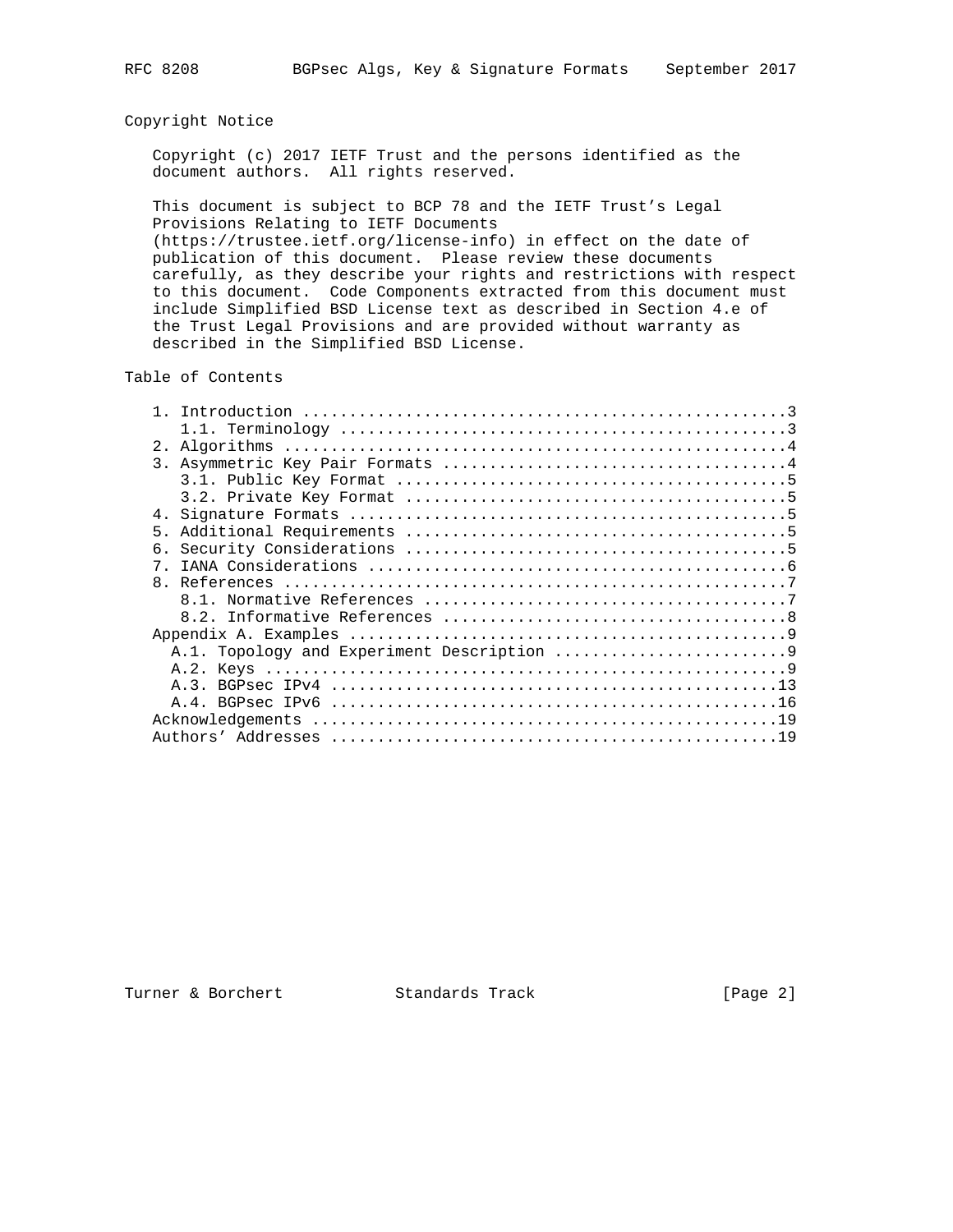## Copyright Notice

Copyright (c) 2017 IETF Trust and the persons identified as the document authors. All rights reserved.

This document is subject to BCP 78 and the IETF Trust's Legal Provisions Relating to IETF Documents (https://trustee.ietf.org/license-info) in effect on the date of publication of this document. Please review these documents carefully, as they describe your rights and restrictions with respect to this document. Code Components extracted from this document must include Simplified BSD License text as described in Section 4.e of the Trust Legal Provisions and are provided without warranty as described in the Simplified BSD License.

## Table of Contents

```
   1. Introduction ....................................................3
      1.1. Terminology ................................................3
   2. Algorithms ......................................................4
   3. Asymmetric Key Pair Formats .....................................4
      3.1. Public Key Format ..........................................5
      3.2. Private Key Format .........................................5
   4. Signature Formats ...............................................5
   5. Additional Requirements .........................................5
   6. Security Considerations .........................................5
   7. IANA Considerations .............................................6
   8. References ......................................................7
      8.1. Normative References .......................................7
      8.2. Informative References .....................................8
   Appendix A. Examples ...............................................9
     A.1. Topology and Experiment Description .........................9
     A.2. Keys ........................................................9
     A.3. BGPsec IPv4 ................................................13
     A.4. BGPsec IPv6 ................................................16
   Acknowledgements ..................................................19
   Authors' Addresses ................................................19
```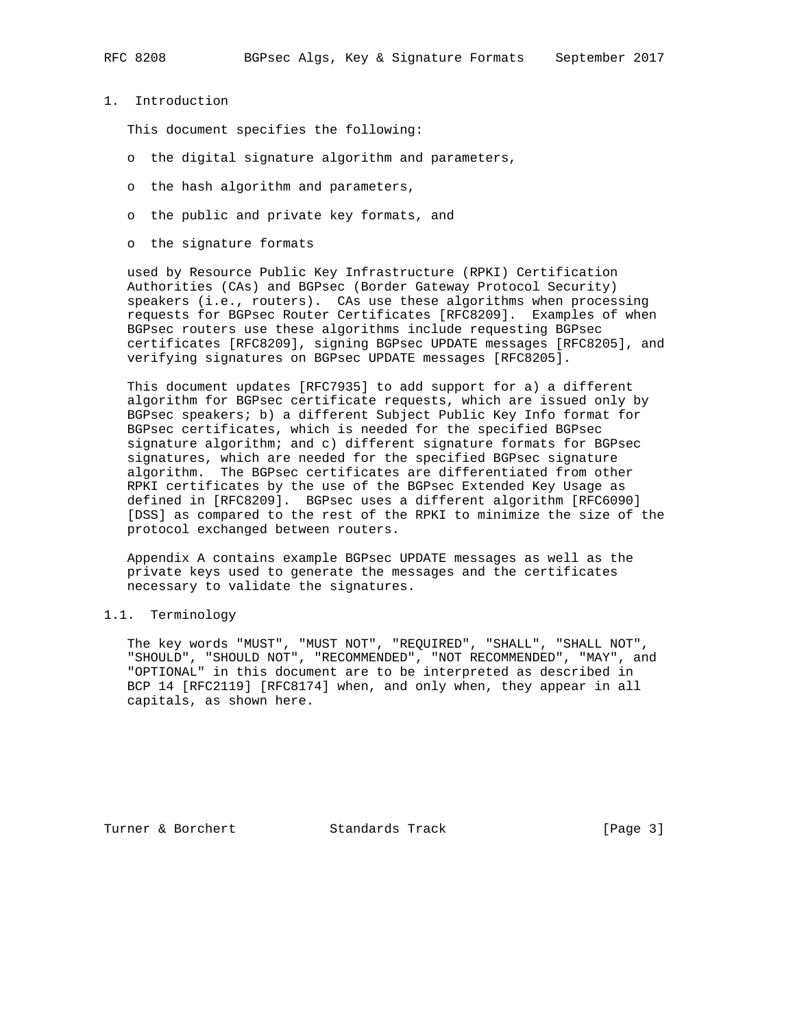# 1. Introduction

This document specifies the following:

- the digital signature algorithm and parameters,
- the hash algorithm and parameters,
- the public and private key formats, and
- the signature formats

used by Resource Public Key Infrastructure (RPKI) Certification Authorities (CAs) and BGPsec (Border Gateway Protocol Security) speakers (i.e., routers). CAs use these algorithms when processing requests for BGPsec Router Certificates [RFC8209]. Examples of when BGPsec routers use these algorithms include requesting BGPsec certificates [RFC8209], signing BGPsec UPDATE messages [RFC8205], and verifying signatures on BGPsec UPDATE messages [RFC8205].

This document updates [RFC7935] to add support for a) a different algorithm for BGPsec certificate requests, which are issued only by BGPsec speakers; b) a different Subject Public Key Info format for BGPsec certificates, which is needed for the specified BGPsec signature algorithm; and c) different signature formats for BGPsec signatures, which are needed for the specified BGPsec signature algorithm. The BGPsec certificates are differentiated from other RPKI certificates by the use of the BGPsec Extended Key Usage as defined in [RFC8209]. BGPsec uses a different algorithm [RFC6090] [DSS] as compared to the rest of the RPKI to minimize the size of the protocol exchanged between routers.

Appendix A contains example BGPsec UPDATE messages as well as the private keys used to generate the messages and the certificates necessary to validate the signatures.

## 1.1. Terminology

The key words "MUST", "MUST NOT", "REQUIRED", "SHALL", "SHALL NOT", "SHOULD", "SHOULD NOT", "RECOMMENDED", "NOT RECOMMENDED", "MAY", and "OPTIONAL" in this document are to be interpreted as described in BCP 14 [RFC2119] [RFC8174] when, and only when, they appear in all capitals, as shown here.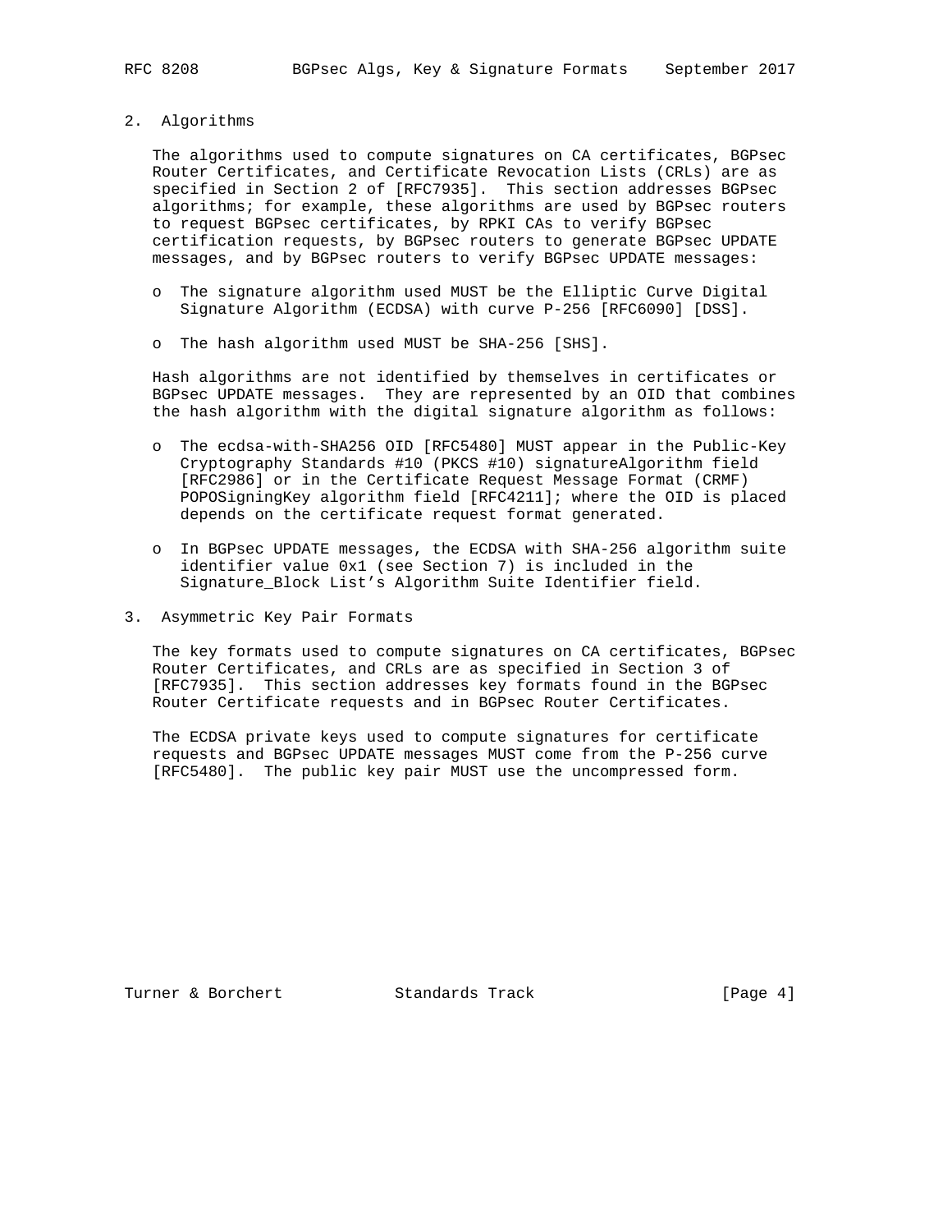## 2. Algorithms

The algorithms used to compute signatures on CA certificates, BGPsec Router Certificates, and Certificate Revocation Lists (CRLs) are as specified in Section 2 of [RFC7935]. This section addresses BGPsec algorithms; for example, these algorithms are used by BGPsec routers to request BGPsec certificates, by RPKI CAs to verify BGPsec certification requests, by BGPsec routers to generate BGPsec UPDATE messages, and by BGPsec routers to verify BGPsec UPDATE messages:

- The signature algorithm used MUST be the Elliptic Curve Digital Signature Algorithm (ECDSA) with curve P-256 [RFC6090] [DSS].
- The hash algorithm used MUST be SHA-256 [SHS].

Hash algorithms are not identified by themselves in certificates or BGPsec UPDATE messages. They are represented by an OID that combines the hash algorithm with the digital signature algorithm as follows:

- The ecdsa-with-SHA256 OID [RFC5480] MUST appear in the Public-Key Cryptography Standards #10 (PKCS #10) signatureAlgorithm field [RFC2986] or in the Certificate Request Message Format (CRMF) POPOSigningKey algorithm field [RFC4211]; where the OID is placed depends on the certificate request format generated.
- In BGPsec UPDATE messages, the ECDSA with SHA-256 algorithm suite identifier value 0x1 (see Section 7) is included in the Signature_Block List's Algorithm Suite Identifier field.

## 3. Asymmetric Key Pair Formats

The key formats used to compute signatures on CA certificates, BGPsec Router Certificates, and CRLs are as specified in Section 3 of [RFC7935]. This section addresses key formats found in the BGPsec Router Certificate requests and in BGPsec Router Certificates.

The ECDSA private keys used to compute signatures for certificate requests and BGPsec UPDATE messages MUST come from the P-256 curve [RFC5480]. The public key pair MUST use the uncompressed form.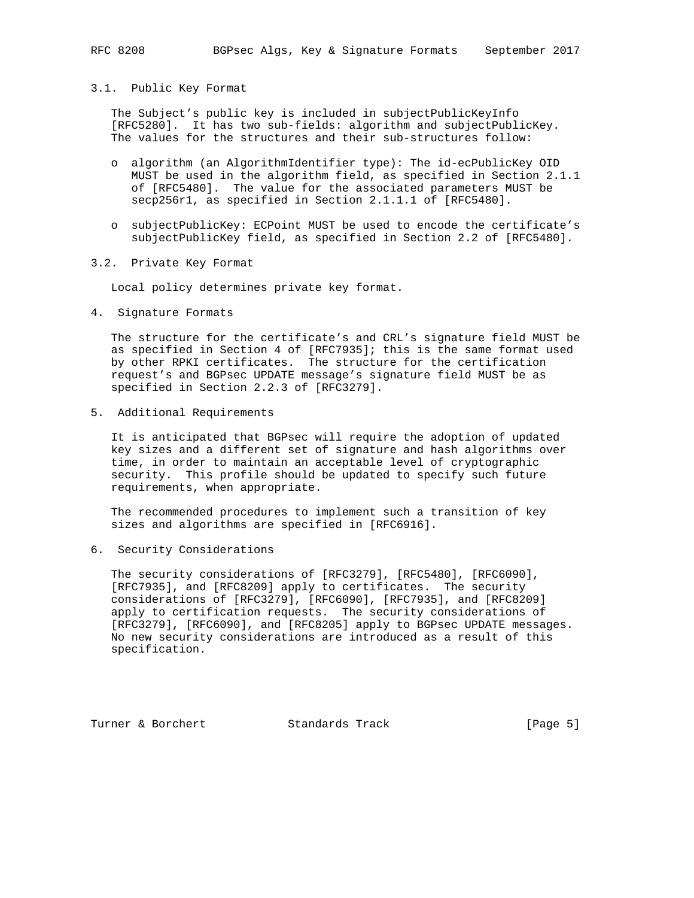### 3.1. Public Key Format

The Subject's public key is included in subjectPublicKeyInfo [RFC5280]. It has two sub-fields: algorithm and subjectPublicKey. The values for the structures and their sub-structures follow:

- algorithm (an AlgorithmIdentifier type): The id-ecPublicKey OID MUST be used in the algorithm field, as specified in Section 2.1.1 of [RFC5480]. The value for the associated parameters MUST be secp256r1, as specified in Section 2.1.1.1 of [RFC5480].

- subjectPublicKey: ECPoint MUST be used to encode the certificate's subjectPublicKey field, as specified in Section 2.2 of [RFC5480].

### 3.2. Private Key Format

Local policy determines private key format.

## 4. Signature Formats

The structure for the certificate's and CRL's signature field MUST be as specified in Section 4 of [RFC7935]; this is the same format used by other RPKI certificates. The structure for the certification request's and BGPsec UPDATE message's signature field MUST be as specified in Section 2.2.3 of [RFC3279].

## 5. Additional Requirements

It is anticipated that BGPsec will require the adoption of updated key sizes and a different set of signature and hash algorithms over time, in order to maintain an acceptable level of cryptographic security. This profile should be updated to specify such future requirements, when appropriate.

The recommended procedures to implement such a transition of key sizes and algorithms are specified in [RFC6916].

## 6. Security Considerations

The security considerations of [RFC3279], [RFC5480], [RFC6090], [RFC7935], and [RFC8209] apply to certificates. The security considerations of [RFC3279], [RFC6090], [RFC7935], and [RFC8209] apply to certification requests. The security considerations of [RFC3279], [RFC6090], and [RFC8205] apply to BGPsec UPDATE messages. No new security considerations are introduced as a result of this specification.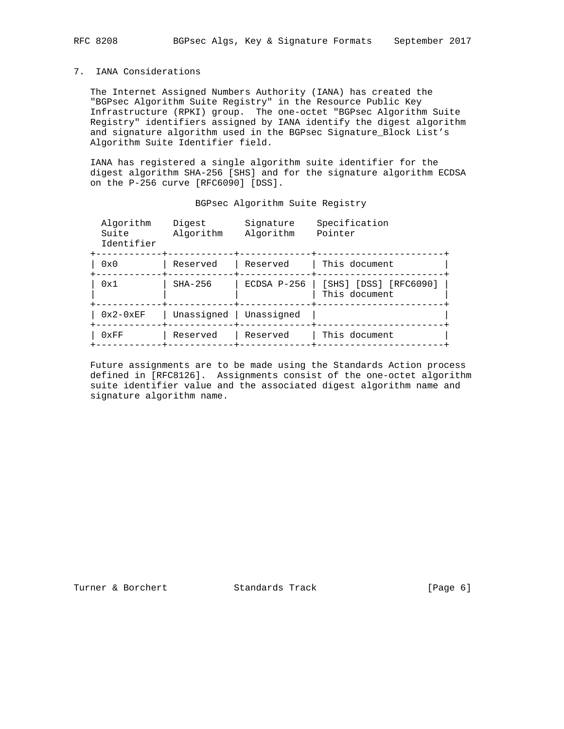## 7. IANA Considerations

The Internet Assigned Numbers Authority (IANA) has created the "BGPsec Algorithm Suite Registry" in the Resource Public Key Infrastructure (RPKI) group. The one-octet "BGPsec Algorithm Suite Registry" identifiers assigned by IANA identify the digest algorithm and signature algorithm used in the BGPsec Signature_Block List's Algorithm Suite Identifier field.

IANA has registered a single algorithm suite identifier for the digest algorithm SHA-256 [SHS] and for the signature algorithm ECDSA on the P-256 curve [RFC6090] [DSS].

BGPsec Algorithm Suite Registry

| Algorithm Suite Identifier | Digest Algorithm | Signature Algorithm | Specification Pointer |
|---|---|---|---|
| 0x0 | Reserved | Reserved | This document |
| 0x1 | SHA-256 | ECDSA P-256 | [SHS] [DSS] [RFC6090] This document |
| 0x2-0xEF | Unassigned | Unassigned | |
| 0xFF | Reserved | Reserved | This document |

Future assignments are to be made using the Standards Action process defined in [RFC8126]. Assignments consist of the one-octet algorithm suite identifier value and the associated digest algorithm name and signature algorithm name.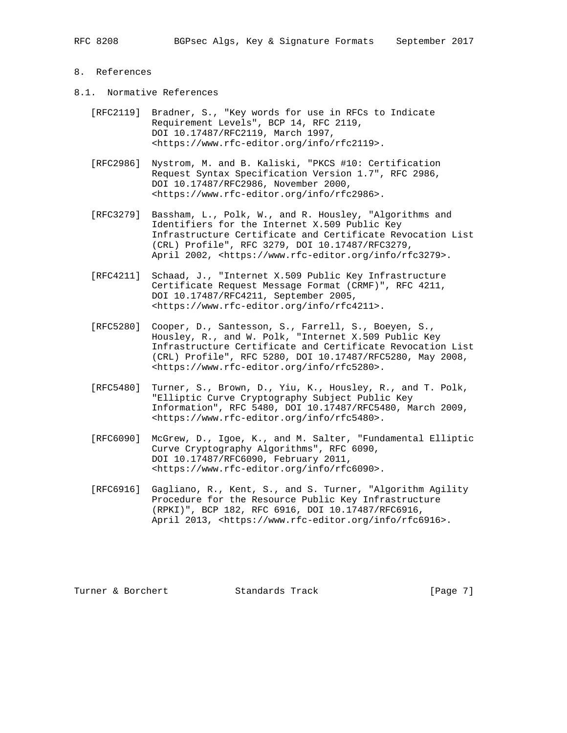## 8. References

### 8.1. Normative References

[RFC2119] Bradner, S., "Key words for use in RFCs to Indicate Requirement Levels", BCP 14, RFC 2119, DOI 10.17487/RFC2119, March 1997, <https://www.rfc-editor.org/info/rfc2119>.

[RFC2986] Nystrom, M. and B. Kaliski, "PKCS #10: Certification Request Syntax Specification Version 1.7", RFC 2986, DOI 10.17487/RFC2986, November 2000, <https://www.rfc-editor.org/info/rfc2986>.

[RFC3279] Bassham, L., Polk, W., and R. Housley, "Algorithms and Identifiers for the Internet X.509 Public Key Infrastructure Certificate and Certificate Revocation List (CRL) Profile", RFC 3279, DOI 10.17487/RFC3279, April 2002, <https://www.rfc-editor.org/info/rfc3279>.

[RFC4211] Schaad, J., "Internet X.509 Public Key Infrastructure Certificate Request Message Format (CRMF)", RFC 4211, DOI 10.17487/RFC4211, September 2005, <https://www.rfc-editor.org/info/rfc4211>.

[RFC5280] Cooper, D., Santesson, S., Farrell, S., Boeyen, S., Housley, R., and W. Polk, "Internet X.509 Public Key Infrastructure Certificate and Certificate Revocation List (CRL) Profile", RFC 5280, DOI 10.17487/RFC5280, May 2008, <https://www.rfc-editor.org/info/rfc5280>.

[RFC5480] Turner, S., Brown, D., Yiu, K., Housley, R., and T. Polk, "Elliptic Curve Cryptography Subject Public Key Information", RFC 5480, DOI 10.17487/RFC5480, March 2009, <https://www.rfc-editor.org/info/rfc5480>.

[RFC6090] McGrew, D., Igoe, K., and M. Salter, "Fundamental Elliptic Curve Cryptography Algorithms", RFC 6090, DOI 10.17487/RFC6090, February 2011, <https://www.rfc-editor.org/info/rfc6090>.

[RFC6916] Gagliano, R., Kent, S., and S. Turner, "Algorithm Agility Procedure for the Resource Public Key Infrastructure (RPKI)", BCP 182, RFC 6916, DOI 10.17487/RFC6916, April 2013, <https://www.rfc-editor.org/info/rfc6916>.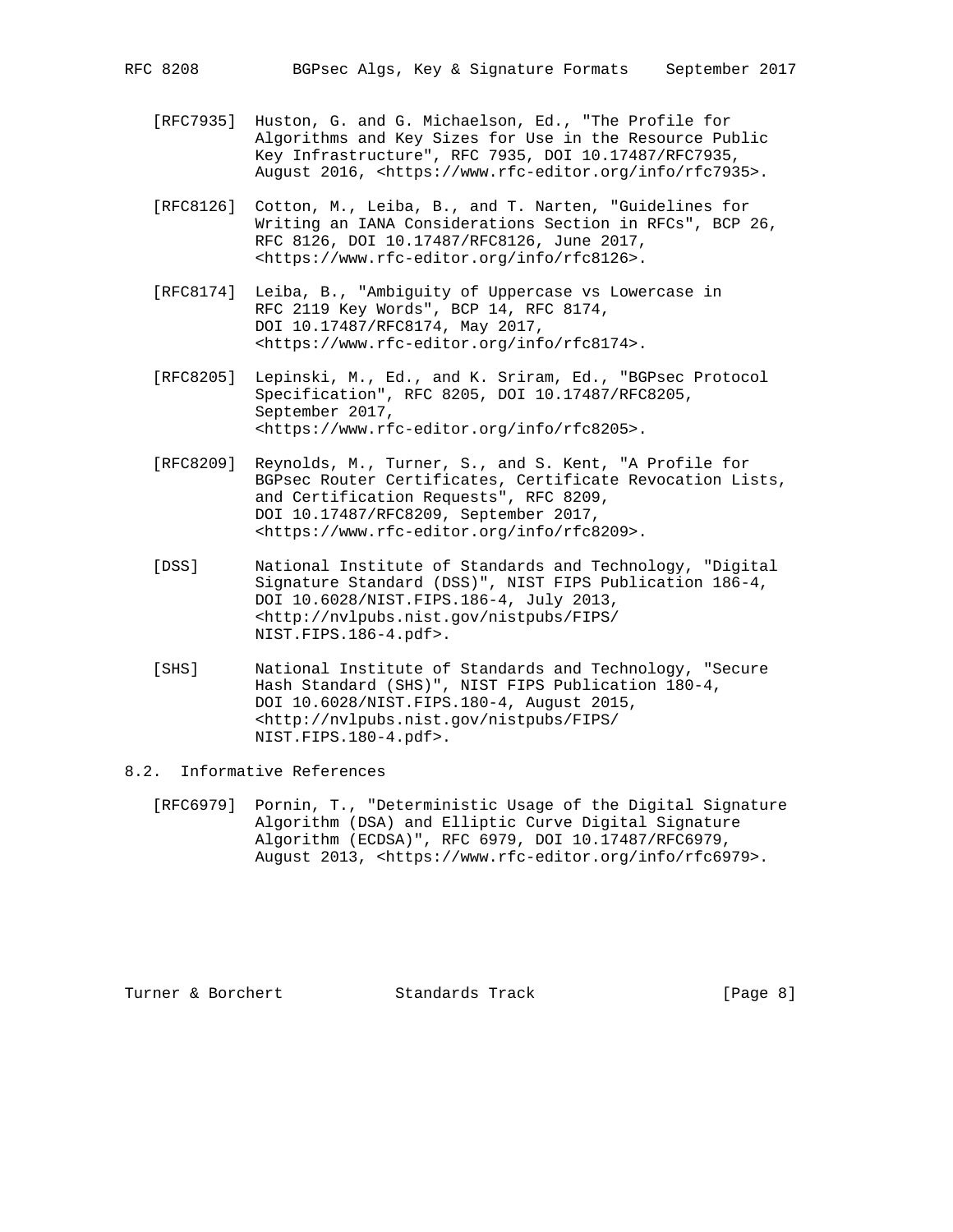[RFC7935] Huston, G. and G. Michaelson, Ed., "The Profile for Algorithms and Key Sizes for Use in the Resource Public Key Infrastructure", RFC 7935, DOI 10.17487/RFC7935, August 2016, <https://www.rfc-editor.org/info/rfc7935>.

[RFC8126] Cotton, M., Leiba, B., and T. Narten, "Guidelines for Writing an IANA Considerations Section in RFCs", BCP 26, RFC 8126, DOI 10.17487/RFC8126, June 2017, <https://www.rfc-editor.org/info/rfc8126>.

[RFC8174] Leiba, B., "Ambiguity of Uppercase vs Lowercase in RFC 2119 Key Words", BCP 14, RFC 8174, DOI 10.17487/RFC8174, May 2017, <https://www.rfc-editor.org/info/rfc8174>.

[RFC8205] Lepinski, M., Ed., and K. Sriram, Ed., "BGPsec Protocol Specification", RFC 8205, DOI 10.17487/RFC8205, September 2017, <https://www.rfc-editor.org/info/rfc8205>.

[RFC8209] Reynolds, M., Turner, S., and S. Kent, "A Profile for BGPsec Router Certificates, Certificate Revocation Lists, and Certification Requests", RFC 8209, DOI 10.17487/RFC8209, September 2017, <https://www.rfc-editor.org/info/rfc8209>.

[DSS] National Institute of Standards and Technology, "Digital Signature Standard (DSS)", NIST FIPS Publication 186-4, DOI 10.6028/NIST.FIPS.186-4, July 2013, <http://nvlpubs.nist.gov/nistpubs/FIPS/NIST.FIPS.186-4.pdf>.

[SHS] National Institute of Standards and Technology, "Secure Hash Standard (SHS)", NIST FIPS Publication 180-4, DOI 10.6028/NIST.FIPS.180-4, August 2015, <http://nvlpubs.nist.gov/nistpubs/FIPS/NIST.FIPS.180-4.pdf>.

### 8.2. Informative References

[RFC6979] Pornin, T., "Deterministic Usage of the Digital Signature Algorithm (DSA) and Elliptic Curve Digital Signature Algorithm (ECDSA)", RFC 6979, DOI 10.17487/RFC6979, August 2013, <https://www.rfc-editor.org/info/rfc6979>.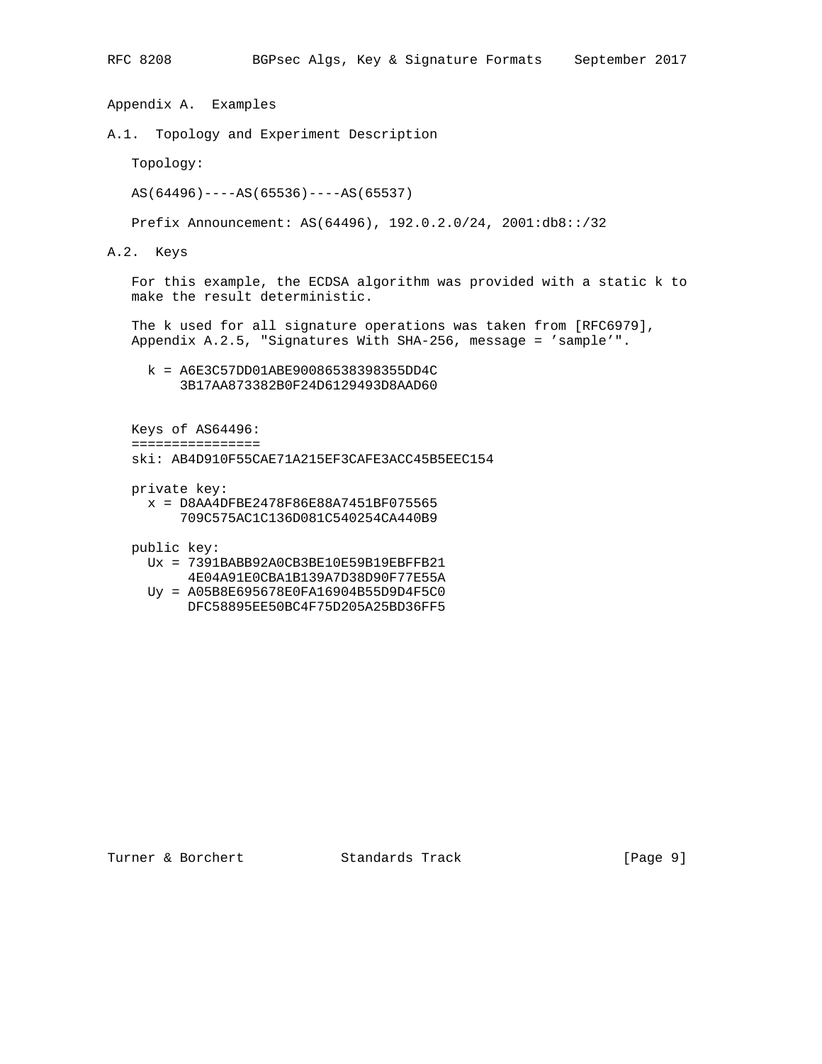## Appendix A. Examples

### A.1. Topology and Experiment Description

Topology:

AS(64496)----AS(65536)----AS(65537)

Prefix Announcement: AS(64496), 192.0.2.0/24, 2001:db8::/32

### A.2. Keys

For this example, the ECDSA algorithm was provided with a static k to make the result deterministic.

The k used for all signature operations was taken from [RFC6979], Appendix A.2.5, "Signatures With SHA-256, message = 'sample'".

```
  k = A6E3C57DD01ABE90086538398355DD4C
      3B17AA873382B0F24D6129493D8AAD60
```

```
Keys of AS64496:
================
ski: AB4D910F55CAE71A215EF3CAFE3ACC45B5EEC154

private key:
  x = D8AA4DFBE2478F86E88A7451BF075565
      709C575AC1C136D081C540254CA440B9

public key:
  Ux = 7391BABB92A0CB3BE10E59B19EBFFB21
       4E04A91E0CBA1B139A7D38D90F77E55A
  Uy = A05B8E695678E0FA16904B55D9D4F5C0
       DFC58895EE50BC4F75D205A25BD36FF5
```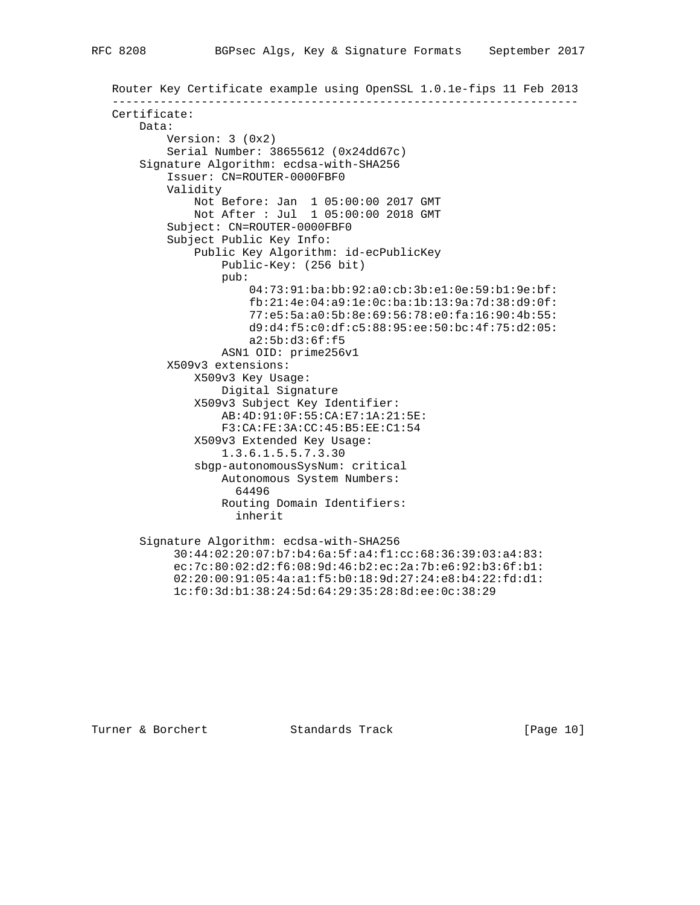Router Key Certificate example using OpenSSL 1.0.1e-fips 11 Feb 2013

```
-------------------------------------------------------------------
Certificate:
    Data:
        Version: 3 (0x2)
        Serial Number: 38655612 (0x24dd67c)
    Signature Algorithm: ecdsa-with-SHA256
        Issuer: CN=ROUTER-0000FBF0
        Validity
            Not Before: Jan  1 05:00:00 2017 GMT
            Not After : Jul  1 05:00:00 2018 GMT
        Subject: CN=ROUTER-0000FBF0
        Subject Public Key Info:
            Public Key Algorithm: id-ecPublicKey
                Public-Key: (256 bit)
                pub:
                    04:73:91:ba:bb:92:a0:cb:3b:e1:0e:59:b1:9e:bf:
                    fb:21:4e:04:a9:1e:0c:ba:1b:13:9a:7d:38:d9:0f:
                    77:e5:5a:a0:5b:8e:69:56:78:e0:fa:16:90:4b:55:
                    d9:d4:f5:c0:df:c5:88:95:ee:50:bc:4f:75:d2:05:
                    a2:5b:d3:6f:f5
                ASN1 OID: prime256v1
        X509v3 extensions:
            X509v3 Key Usage:
                Digital Signature
            X509v3 Subject Key Identifier:
                AB:4D:91:0F:55:CA:E7:1A:21:5E:
                F3:CA:FE:3A:CC:45:B5:EE:C1:54
            X509v3 Extended Key Usage:
                1.3.6.1.5.5.7.3.30
            sbgp-autonomousSysNum: critical
                Autonomous System Numbers:
                  64496
                Routing Domain Identifiers:
                  inherit

    Signature Algorithm: ecdsa-with-SHA256
         30:44:02:20:07:b7:b4:6a:5f:a4:f1:cc:68:36:39:03:a4:83:
         ec:7c:80:02:d2:f6:08:9d:46:b2:ec:2a:7b:e6:92:b3:6f:b1:
         02:20:00:91:05:4a:a1:f5:b0:18:9d:27:24:e8:b4:22:fd:d1:
         1c:f0:3d:b1:38:24:5d:64:29:35:28:8d:ee:0c:38:29
```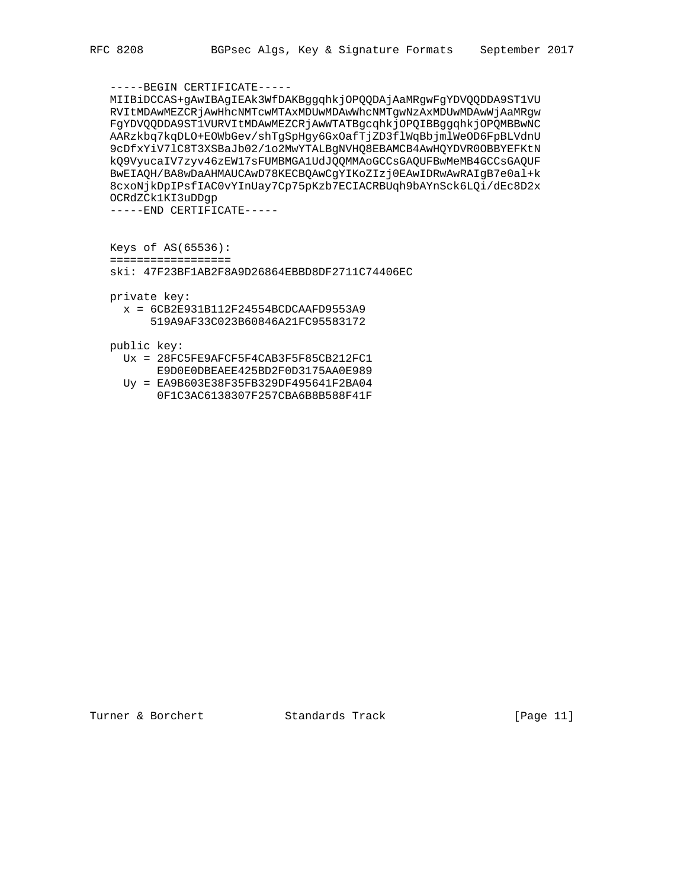```
-----BEGIN CERTIFICATE-----
MIIBiDCCAS+gAwIBAgIEAk3WfDAKBggqhkjOPQQDAjAaMRgwFgYDVQQDDA9ST1VU
RVItMDAwMEZCRjAwHhcNMTcwMTAxMDUwMDAwWhcNMTgwNzAxMDUwMDAwWjAaMRgw
FgYDVQQDDA9ST1VURVItMDAwMEZCRjAwWTATBgcqhkjOPQIBBggqhkjOPQMBBwNC
AARzkbq7kqDLO+EOWbGev/shTgSpHgy6GxOafTjZD3flWqBbjmlWeOD6FpBLVdnU
9cDfxYiV7lC8T3XSBaJb02/1o2MwYTALBgNVHQ8EBAMCB4AwHQYDVR0OBBYEFKtN
kQ9VyucaIV7zyv46zEW17sFUMBMGA1UdJQQMMAoGCCsGAQUFBwMeMB4GCCsGAQUF
BwEIAQH/BA8wDaAHMAUCAwD78KECBQAwCgYIKoZIzj0EAwIDRwAwRAIgB7e0al+k
8cxoNjkDpIPsfIAC0vYInUay7Cp75pKzb7ECIACRBUqh9bAYnSck6LQi/dEc8D2x
OCRdZCk1KI3uDDgp
-----END CERTIFICATE-----


Keys of AS(65536):
==================
ski: 47F23BF1AB2F8A9D26864EBBD8DF2711C74406EC

private key:
  x = 6CB2E931B112F24554BCDCAAFD9553A9
      519A9AF33C023B60846A21FC95583172

public key:
  Ux = 28FC5FE9AFCF5F4CAB3F5F85CB212FC1
       E9D0E0DBEAEE425BD2F0D3175AA0E989
  Uy = EA9B603E38F35FB329DF495641F2BA04
       0F1C3AC6138307F257CBA6B8B588F41F
```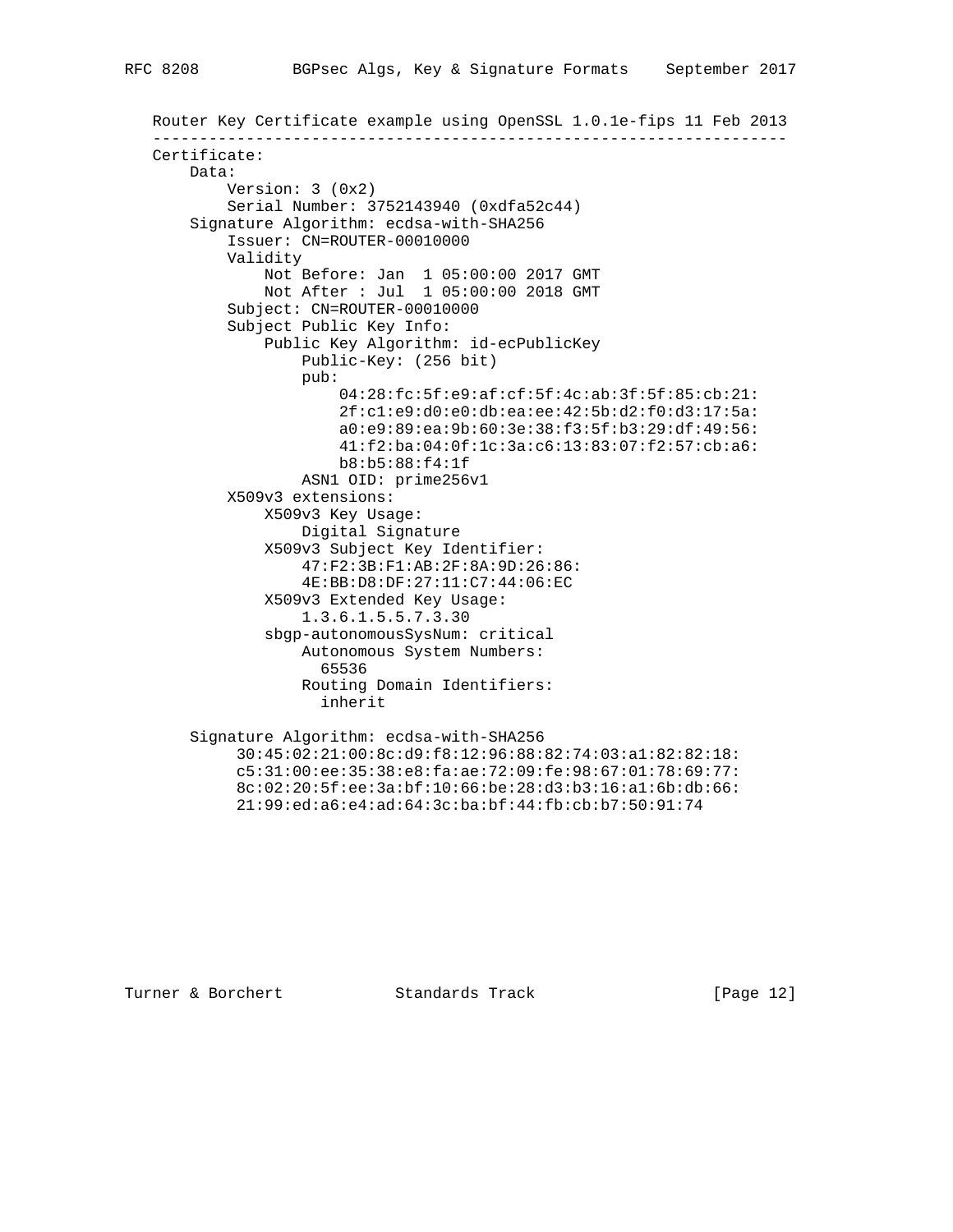```
Router Key Certificate example using OpenSSL 1.0.1e-fips 11 Feb 2013
--------------------------------------------------------------------
Certificate:
    Data:
        Version: 3 (0x2)
        Serial Number: 3752143940 (0xdfa52c44)
    Signature Algorithm: ecdsa-with-SHA256
        Issuer: CN=ROUTER-00010000
        Validity
            Not Before: Jan  1 05:00:00 2017 GMT
            Not After : Jul  1 05:00:00 2018 GMT
        Subject: CN=ROUTER-00010000
        Subject Public Key Info:
            Public Key Algorithm: id-ecPublicKey
                Public-Key: (256 bit)
                pub:
                    04:28:fc:5f:e9:af:cf:5f:4c:ab:3f:5f:85:cb:21:
                    2f:c1:e9:d0:e0:db:ea:ee:42:5b:d2:f0:d3:17:5a:
                    a0:e9:89:ea:9b:60:3e:38:f3:5f:b3:29:df:49:56:
                    41:f2:ba:04:0f:1c:3a:c6:13:83:07:f2:57:cb:a6:
                    b8:b5:88:f4:1f
                ASN1 OID: prime256v1
        X509v3 extensions:
            X509v3 Key Usage:
                Digital Signature
            X509v3 Subject Key Identifier:
                47:F2:3B:F1:AB:2F:8A:9D:26:86:
                4E:BB:D8:DF:27:11:C7:44:06:EC
            X509v3 Extended Key Usage:
                1.3.6.1.5.5.7.3.30
            sbgp-autonomousSysNum: critical
                Autonomous System Numbers:
                  65536
                Routing Domain Identifiers:
                  inherit

    Signature Algorithm: ecdsa-with-SHA256
         30:45:02:21:00:8c:d9:f8:12:96:88:82:74:03:a1:82:82:18:
         c5:31:00:ee:35:38:e8:fa:ae:72:09:fe:98:67:01:78:69:77:
         8c:02:20:5f:ee:3a:bf:10:66:be:28:d3:b3:16:a1:6b:db:66:
         21:99:ed:a6:e4:ad:64:3c:ba:bf:44:fb:cb:b7:50:91:74
```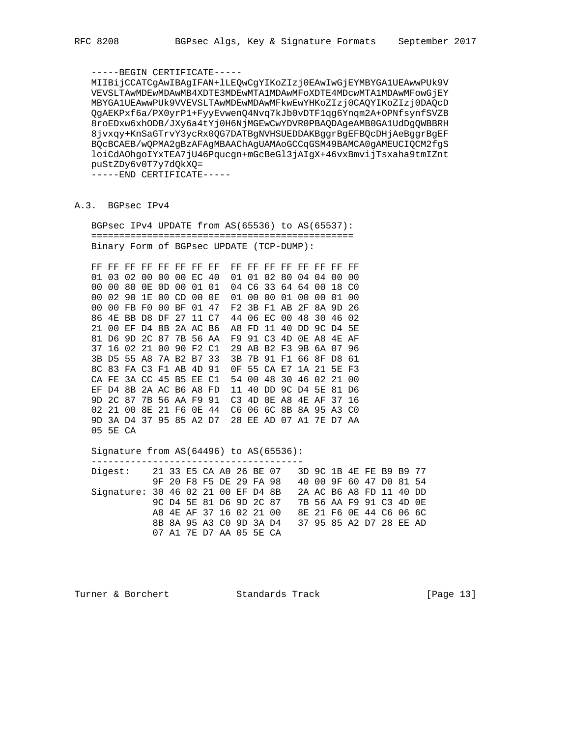```
-----BEGIN CERTIFICATE-----
MIIBijCCATCgAwIBAgIFAN+lLEQwCgYIKoZIzj0EAwIwGjEYMBYGA1UEAwwPUk9V
VEVSLTAwMDEwMDAwMB4XDTE3MDEwMTA1MDAwMFoXDTE4MDcwMTA1MDAwMFowGjEY
MBYGA1UEAwwPUk9VVEVSLTAwMDEwMDAwMFkwEwYHKoZIzj0CAQYIKoZIzj0DAQcD
QgAEKPxf6a/PX0yrP1+FyyEvwenQ4Nvq7kJb0vDTF1qg6Ynqm2A+OPNfsynfSVZB
8roEDxw6xhODB/JXy6a4tYj0H6NjMGEwCwYDVR0PBAQDAgeAMB0GA1UdDgQWBBRH
8jvxqy+KnSaGTrvY3ycRx0QG7DATBgNVHSUEDDAKBggrBgEFBQcDHjAeBggrBgEF
BQcBCAEB/wQPMA2gBzAFAgMBAAChAgUAMAoGCCqGSM49BAMCA0gAMEUCIQCM2fgS
loiCdAOhgoIYxTEA7jU46Pqucgn+mGcBeGl3jAIgX+46vxBmvijTsxaha9tmIZnt
puStZDy6v0T7y7dQkXQ=
-----END CERTIFICATE-----
```

## A.3. BGPsec IPv4

```
BGPsec IPv4 UPDATE from AS(65536) to AS(65537):
===============================================
Binary Form of BGPsec UPDATE (TCP-DUMP):

FF FF FF FF FF FF FF FF  FF FF FF FF FF FF FF FF
01 03 02 00 00 00 EC 40  01 01 02 80 04 04 00 00
00 00 80 0E 0D 00 01 01  04 C6 33 64 64 00 18 C0
00 02 90 1E 00 CD 00 0E  01 00 00 01 00 00 01 00
00 00 FB F0 00 BF 01 47  F2 3B F1 AB 2F 8A 9D 26
86 4E BB D8 DF 27 11 C7  44 06 EC 00 48 30 46 02
21 00 EF D4 8B 2A AC B6  A8 FD 11 40 DD 9C D4 5E
81 D6 9D 2C 87 7B 56 AA  F9 91 C3 4D 0E A8 4E AF
37 16 02 21 00 90 F2 C1  29 AB B2 F3 9B 6A 07 96
3B D5 55 A8 7A B2 B7 33  3B 7B 91 F1 66 8F D8 61
8C 83 FA C3 F1 AB 4D 91  0F 55 CA E7 1A 21 5E F3
CA FE 3A CC 45 B5 EE C1  54 00 48 30 46 02 21 00
EF D4 8B 2A AC B6 A8 FD  11 40 DD 9C D4 5E 81 D6
9D 2C 87 7B 56 AA F9 91  C3 4D 0E A8 4E AF 37 16
02 21 00 8E 21 F6 0E 44  C6 06 6C 8B 8A 95 A3 C0
9D 3A D4 37 95 85 A2 D7  28 EE AD 07 A1 7E D7 AA
05 5E CA

Signature from AS(64496) to AS(65536):
--------------------------------------
Digest:    21 33 E5 CA A0 26 BE 07   3D 9C 1B 4E FE B9 B9 77
           9F 20 F8 F5 DE 29 FA 98   40 00 9F 60 47 D0 81 54
Signature: 30 46 02 21 00 EF D4 8B   2A AC B6 A8 FD 11 40 DD
           9C D4 5E 81 D6 9D 2C 87   7B 56 AA F9 91 C3 4D 0E
           A8 4E AF 37 16 02 21 00   8E 21 F6 0E 44 C6 06 6C
           8B 8A 95 A3 C0 9D 3A D4   37 95 85 A2 D7 28 EE AD
           07 A1 7E D7 AA 05 5E CA
```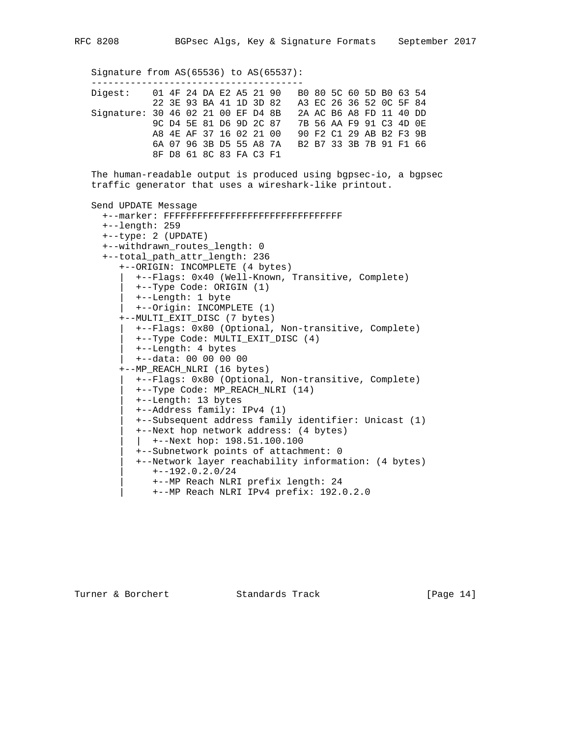```
Signature from AS(65536) to AS(65537):
--------------------------------------
Digest:    01 4F 24 DA E2 A5 21 90   B0 80 5C 60 5D B0 63 54
           22 3E 93 BA 41 1D 3D 82   A3 EC 26 36 52 0C 5F 84
Signature: 30 46 02 21 00 EF D4 8B   2A AC B6 A8 FD 11 40 DD
           9C D4 5E 81 D6 9D 2C 87   7B 56 AA F9 91 C3 4D 0E
           A8 4E AF 37 16 02 21 00   90 F2 C1 29 AB B2 F3 9B
           6A 07 96 3B D5 55 A8 7A   B2 B7 33 3B 7B 91 F1 66
           8F D8 61 8C 83 FA C3 F1
```

The human-readable output is produced using bgpsec-io, a bgpsec traffic generator that uses a wireshark-like printout.

```
Send UPDATE Message
  +--marker: FFFFFFFFFFFFFFFFFFFFFFFFFFFFFFFF
  +--length: 259
  +--type: 2 (UPDATE)
  +--withdrawn_routes_length: 0
  +--total_path_attr_length: 236
     +--ORIGIN: INCOMPLETE (4 bytes)
     |  +--Flags: 0x40 (Well-Known, Transitive, Complete)
     |  +--Type Code: ORIGIN (1)
     |  +--Length: 1 byte
     |  +--Origin: INCOMPLETE (1)
     +--MULTI_EXIT_DISC (7 bytes)
     |  +--Flags: 0x80 (Optional, Non-transitive, Complete)
     |  +--Type Code: MULTI_EXIT_DISC (4)
     |  +--Length: 4 bytes
     |  +--data: 00 00 00 00
     +--MP_REACH_NLRI (16 bytes)
     |  +--Flags: 0x80 (Optional, Non-transitive, Complete)
     |  +--Type Code: MP_REACH_NLRI (14)
     |  +--Length: 13 bytes
     |  +--Address family: IPv4 (1)
     |  +--Subsequent address family identifier: Unicast (1)
     |  +--Next hop network address: (4 bytes)
     |  |  +--Next hop: 198.51.100.100
     |  +--Subnetwork points of attachment: 0
     |  +--Network layer reachability information: (4 bytes)
     |     +--192.0.2.0/24
     |     +--MP Reach NLRI prefix length: 24
     |     +--MP Reach NLRI IPv4 prefix: 192.0.2.0
```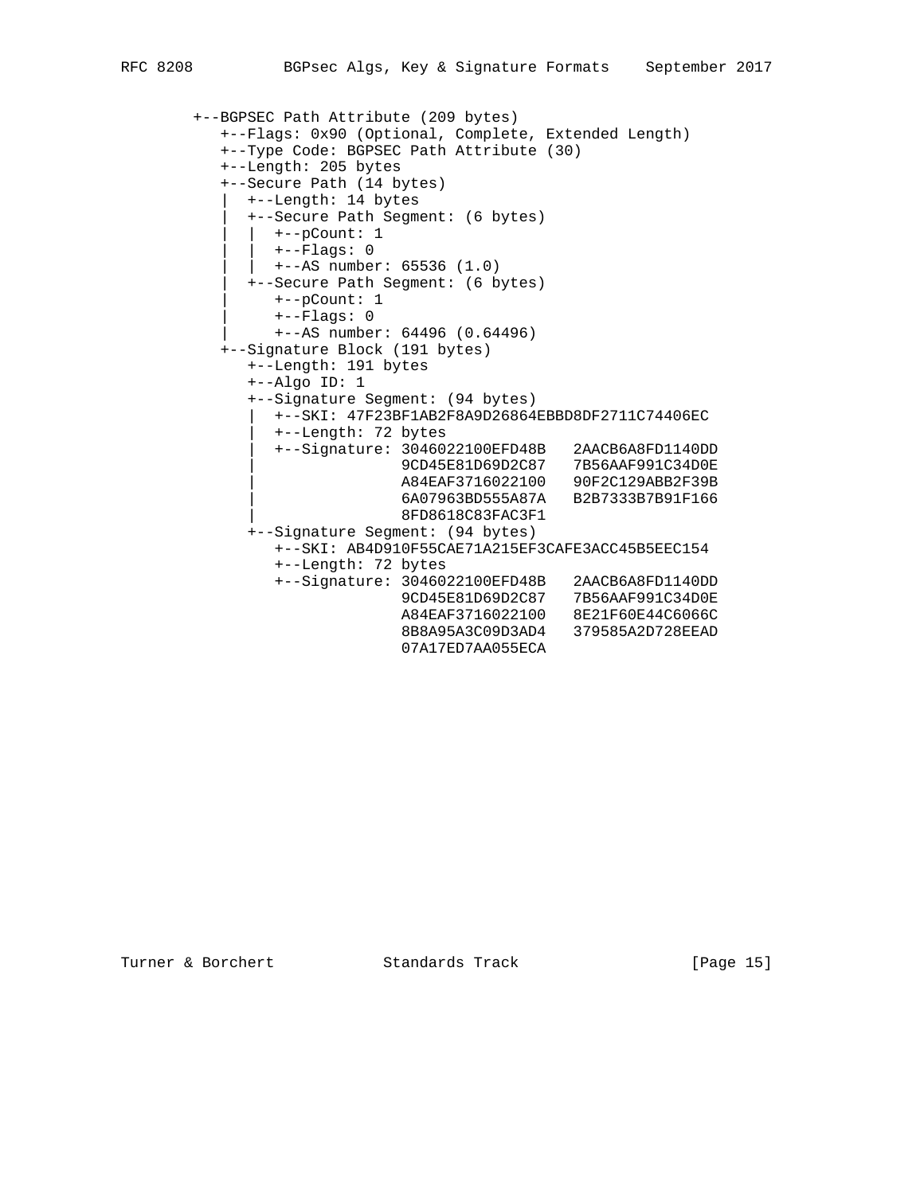```
+--BGPSEC Path Attribute (209 bytes)
   +--Flags: 0x90 (Optional, Complete, Extended Length)
   +--Type Code: BGPSEC Path Attribute (30)
   +--Length: 205 bytes
   +--Secure Path (14 bytes)
   |  +--Length: 14 bytes
   |  +--Secure Path Segment: (6 bytes)
   |  |  +--pCount: 1
   |  |  +--Flags: 0
   |  |  +--AS number: 65536 (1.0)
   |  +--Secure Path Segment: (6 bytes)
   |     +--pCount: 1
   |     +--Flags: 0
   |     +--AS number: 64496 (0.64496)
   +--Signature Block (191 bytes)
      +--Length: 191 bytes
      +--Algo ID: 1
      +--Signature Segment: (94 bytes)
      |  +--SKI: 47F23BF1AB2F8A9D26864EBBD8DF2711C74406EC
      |  +--Length: 72 bytes
      |  +--Signature: 3046022100EFD48B   2AACB6A8FD1140DD
      |                9CD45E81D69D2C87   7B56AAF991C34D0E
      |                A84EAF3716022100   90F2C129ABB2F39B
      |                6A07963BD555A87A   B2B7333B7B91F166
      |                8FD8618C83FAC3F1
      +--Signature Segment: (94 bytes)
         +--SKI: AB4D910F55CAE71A215EF3CAFE3ACC45B5EEC154
         +--Length: 72 bytes
         +--Signature: 3046022100EFD48B   2AACB6A8FD1140DD
                       9CD45E81D69D2C87   7B56AAF991C34D0E
                       A84EAF3716022100   8E21F60E44C6066C
                       8B8A95A3C09D3AD4   379585A2D728EEAD
                       07A17ED7AA055ECA
```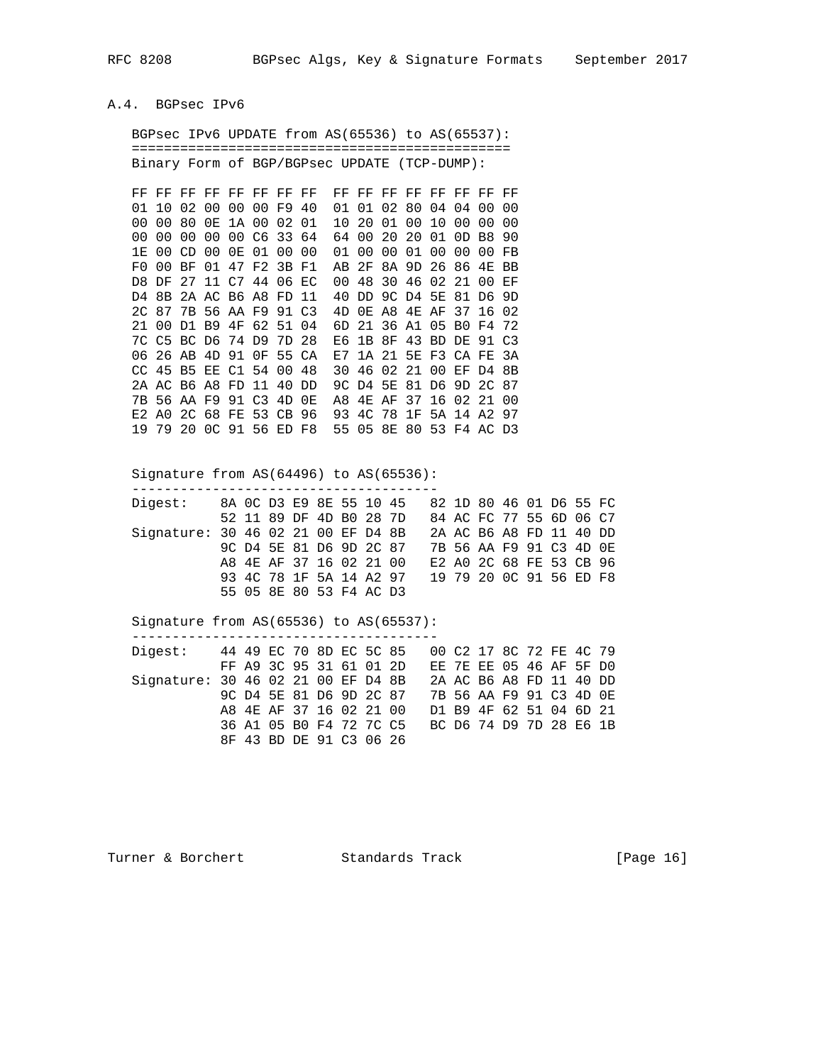## A.4. BGPsec IPv6

```
BGPsec IPv6 UPDATE from AS(65536) to AS(65537):
===============================================
Binary Form of BGP/BGPsec UPDATE (TCP-DUMP):

FF FF FF FF FF FF FF FF  FF FF FF FF FF FF FF FF
01 10 02 00 00 00 F9 40  01 01 02 80 04 04 00 00
00 00 80 0E 1A 00 02 01  10 20 01 00 10 00 00 00
00 00 00 00 00 C6 33 64  64 00 20 20 01 0D B8 90
1E 00 CD 00 0E 01 00 00  01 00 00 01 00 00 00 FB
F0 00 BF 01 47 F2 3B F1  AB 2F 8A 9D 26 86 4E BB
D8 DF 27 11 C7 44 06 EC  00 48 30 46 02 21 00 EF
D4 8B 2A AC B6 A8 FD 11  40 DD 9C D4 5E 81 D6 9D
2C 87 7B 56 AA F9 91 C3  4D 0E A8 4E AF 37 16 02
21 00 D1 B9 4F 62 51 04  6D 21 36 A1 05 B0 F4 72
7C C5 BC D6 74 D9 7D 28  E6 1B 8F 43 BD DE 91 C3
06 26 AB 4D 91 0F 55 CA  E7 1A 21 5E F3 CA FE 3A
CC 45 B5 EE C1 54 00 48  30 46 02 21 00 EF D4 8B
2A AC B6 A8 FD 11 40 DD  9C D4 5E 81 D6 9D 2C 87
7B 56 AA F9 91 C3 4D 0E  A8 4E AF 37 16 02 21 00
E2 A0 2C 68 FE 53 CB 96  93 4C 78 1F 5A 14 A2 97
19 79 20 0C 91 56 ED F8  55 05 8E 80 53 F4 AC D3


Signature from AS(64496) to AS(65536):
--------------------------------------
Digest:     8A 0C D3 E9 8E 55 10 45   82 1D 80 46 01 D6 55 FC
            52 11 89 DF 4D B0 28 7D   84 AC FC 77 55 6D 06 C7
Signature:  30 46 02 21 00 EF D4 8B   2A AC B6 A8 FD 11 40 DD
            9C D4 5E 81 D6 9D 2C 87   7B 56 AA F9 91 C3 4D 0E
            A8 4E AF 37 16 02 21 00   E2 A0 2C 68 FE 53 CB 96
            93 4C 78 1F 5A 14 A2 97   19 79 20 0C 91 56 ED F8
            55 05 8E 80 53 F4 AC D3

Signature from AS(65536) to AS(65537):
--------------------------------------
Digest:     44 49 EC 70 8D EC 5C 85   00 C2 17 8C 72 FE 4C 79
            FF A9 3C 95 31 61 01 2D   EE 7E EE 05 46 AF 5F D0
Signature:  30 46 02 21 00 EF D4 8B   2A AC B6 A8 FD 11 40 DD
            9C D4 5E 81 D6 9D 2C 87   7B 56 AA F9 91 C3 4D 0E
            A8 4E AF 37 16 02 21 00   D1 B9 4F 62 51 04 6D 21
            36 A1 05 B0 F4 72 7C C5   BC D6 74 D9 7D 28 E6 1B
            8F 43 BD DE 91 C3 06 26
```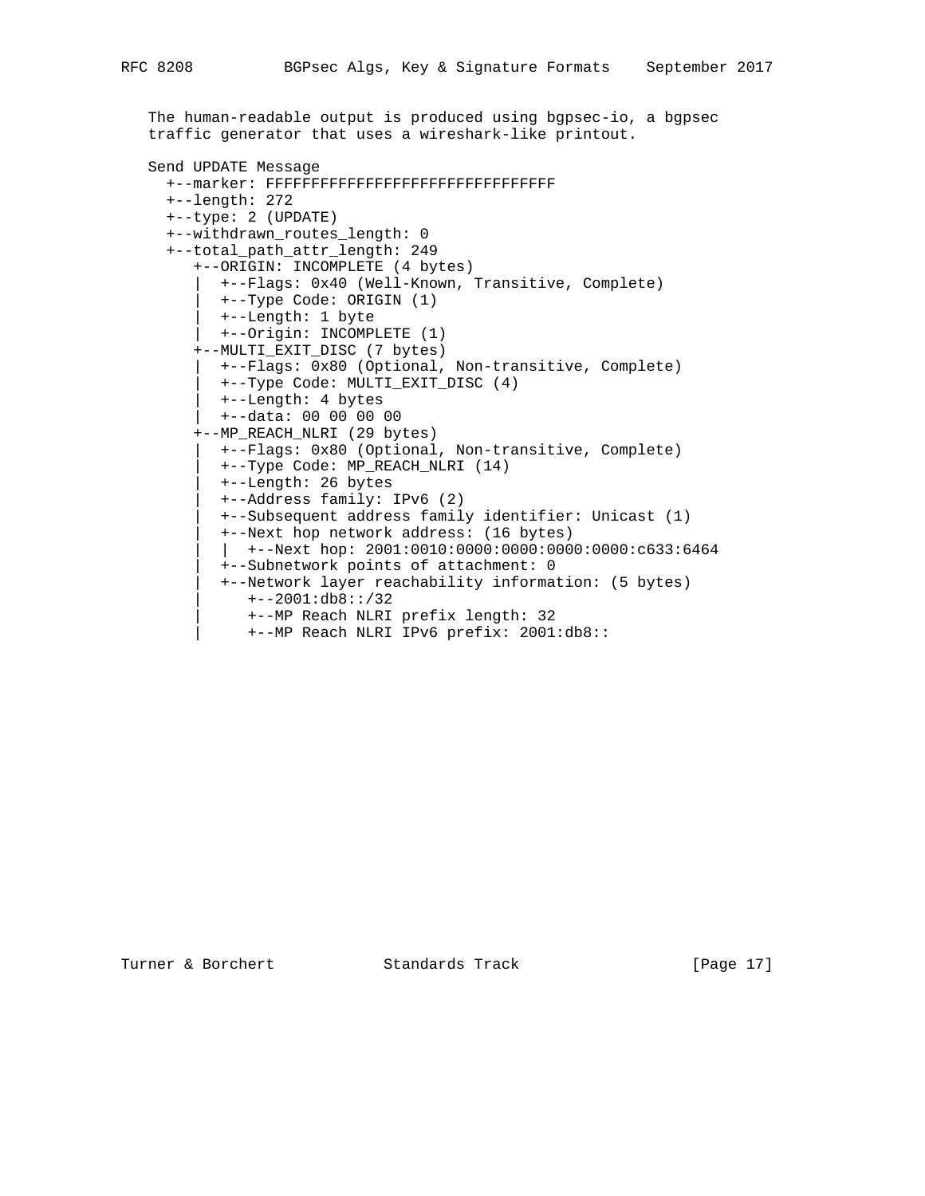The human-readable output is produced using bgpsec-io, a bgpsec traffic generator that uses a wireshark-like printout.

```
Send UPDATE Message
  +--marker: FFFFFFFFFFFFFFFFFFFFFFFFFFFFFFFF
  +--length: 272
  +--type: 2 (UPDATE)
  +--withdrawn_routes_length: 0
  +--total_path_attr_length: 249
     +--ORIGIN: INCOMPLETE (4 bytes)
     |  +--Flags: 0x40 (Well-Known, Transitive, Complete)
     |  +--Type Code: ORIGIN (1)
     |  +--Length: 1 byte
     |  +--Origin: INCOMPLETE (1)
     +--MULTI_EXIT_DISC (7 bytes)
     |  +--Flags: 0x80 (Optional, Non-transitive, Complete)
     |  +--Type Code: MULTI_EXIT_DISC (4)
     |  +--Length: 4 bytes
     |  +--data: 00 00 00 00
     +--MP_REACH_NLRI (29 bytes)
     |  +--Flags: 0x80 (Optional, Non-transitive, Complete)
     |  +--Type Code: MP_REACH_NLRI (14)
     |  +--Length: 26 bytes
     |  +--Address family: IPv6 (2)
     |  +--Subsequent address family identifier: Unicast (1)
     |  +--Next hop network address: (16 bytes)
     |  |  +--Next hop: 2001:0010:0000:0000:0000:0000:c633:6464
     |  +--Subnetwork points of attachment: 0
     |  +--Network layer reachability information: (5 bytes)
     |     +--2001:db8::/32
     |     +--MP Reach NLRI prefix length: 32
     |     +--MP Reach NLRI IPv6 prefix: 2001:db8::
```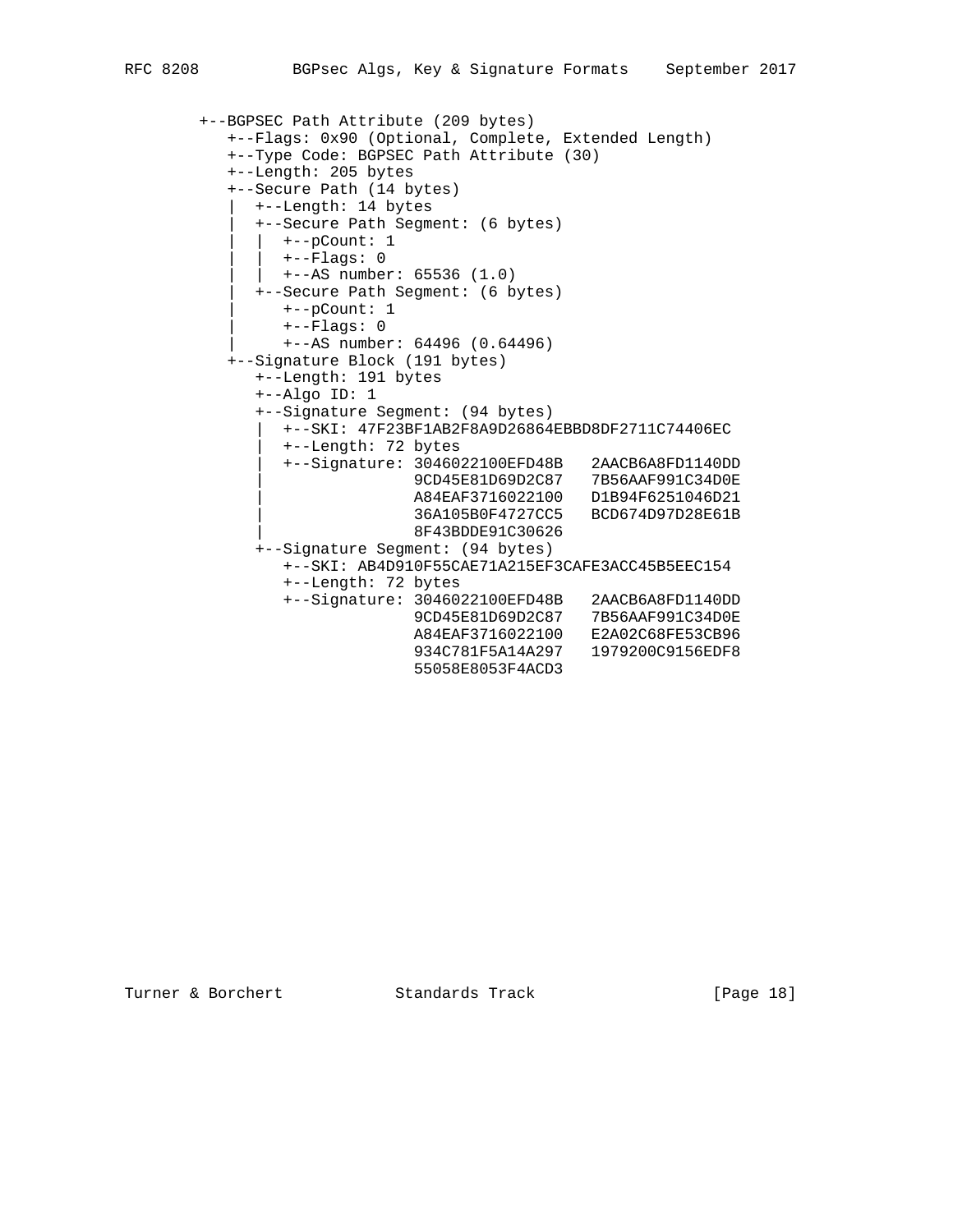```
 +--BGPSEC Path Attribute (209 bytes)
    +--Flags: 0x90 (Optional, Complete, Extended Length)
    +--Type Code: BGPSEC Path Attribute (30)
    +--Length: 205 bytes
    +--Secure Path (14 bytes)
    |  +--Length: 14 bytes
    |  +--Secure Path Segment: (6 bytes)
    |  |  +--pCount: 1
    |  |  +--Flags: 0
    |  |  +--AS number: 65536 (1.0)
    |  +--Secure Path Segment: (6 bytes)
    |     +--pCount: 1
    |     +--Flags: 0
    |     +--AS number: 64496 (0.64496)
    +--Signature Block (191 bytes)
       +--Length: 191 bytes
       +--Algo ID: 1
       +--Signature Segment: (94 bytes)
       |  +--SKI: 47F23BF1AB2F8A9D26864EBBD8DF2711C74406EC
       |  +--Length: 72 bytes
       |  +--Signature: 3046022100EFD48B   2AACB6A8FD1140DD
       |                9CD45E81D69D2C87   7B56AAF991C34D0E
       |                A84EAF3716022100   D1B94F6251046D21
       |                36A105B0F4727CC5   BCD674D97D28E61B
       |                8F43BDDE91C30626
       +--Signature Segment: (94 bytes)
          +--SKI: AB4D910F55CAE71A215EF3CAFE3ACC45B5EEC154
          +--Length: 72 bytes
          +--Signature: 3046022100EFD48B   2AACB6A8FD1140DD
                        9CD45E81D69D2C87   7B56AAF991C34D0E
                        A84EAF3716022100   E2A02C68FE53CB96
                        934C781F5A14A297   1979200C9156EDF8
                        55058E8053F4ACD3
```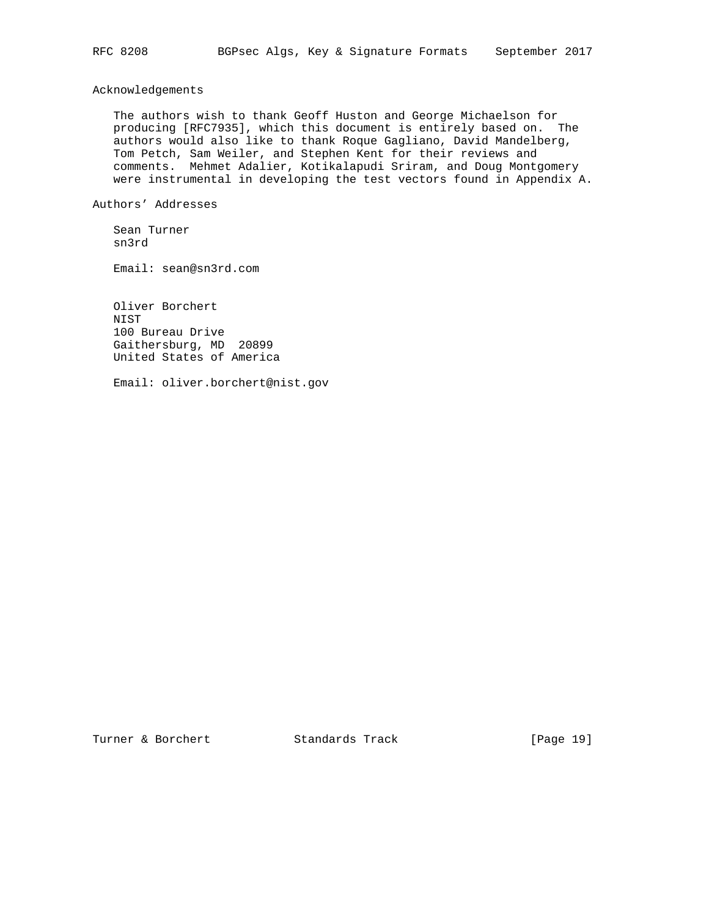## Acknowledgements

The authors wish to thank Geoff Huston and George Michaelson for producing [RFC7935], which this document is entirely based on. The authors would also like to thank Roque Gagliano, David Mandelberg, Tom Petch, Sam Weiler, and Stephen Kent for their reviews and comments. Mehmet Adalier, Kotikalapudi Sriram, and Doug Montgomery were instrumental in developing the test vectors found in Appendix A.

## Authors' Addresses

Sean Turner
sn3rd

Email: sean@sn3rd.com

Oliver Borchert
NIST
100 Bureau Drive
Gaithersburg, MD 20899
United States of America

Email: oliver.borchert@nist.gov